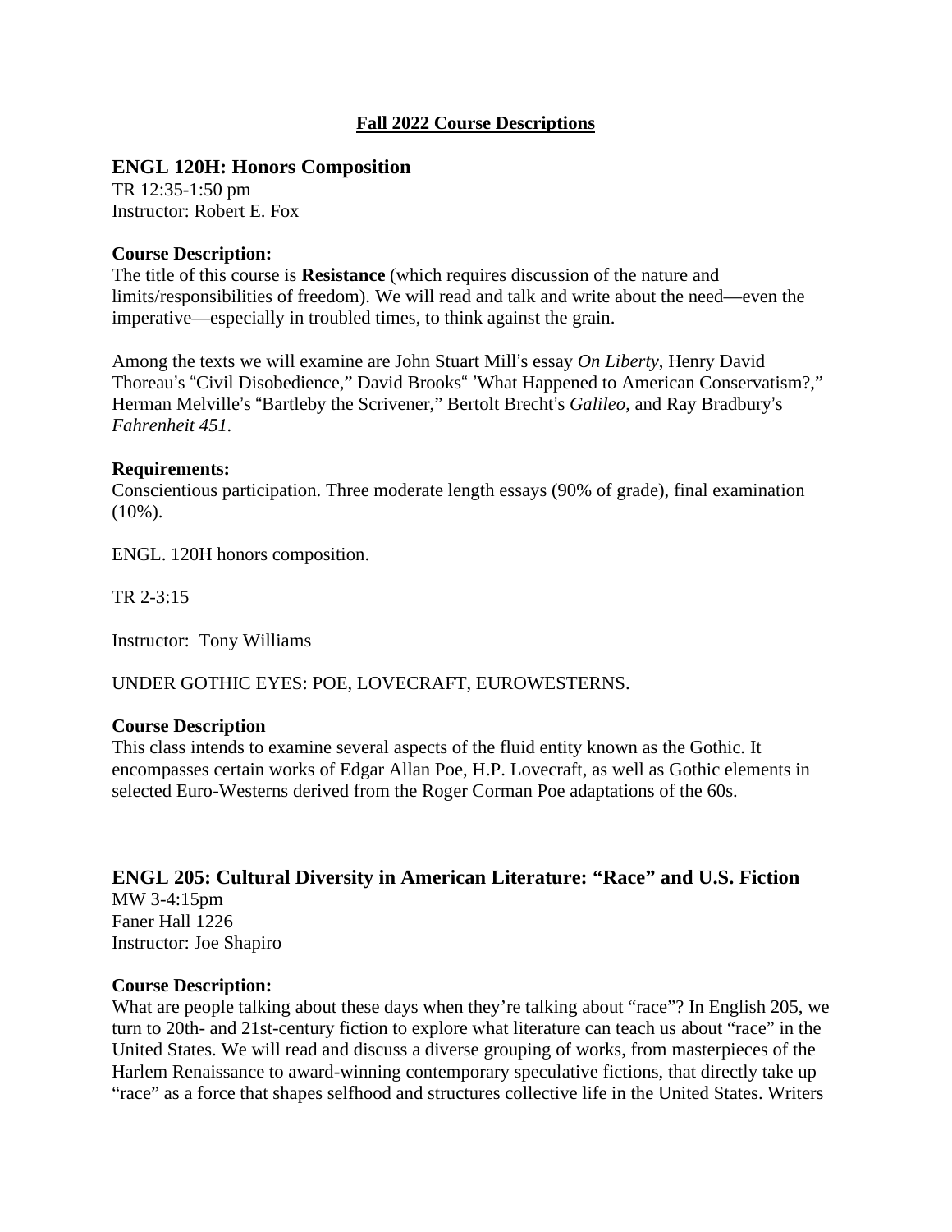**Fall 2022 Course Descriptions**

## ENGL 120H: Honors Composition

TR 12:35-1:50 pm
Instructor: Robert E. Fox

**Course Description:**
The title of this course is **Resistance** (which requires discussion of the nature and limits/responsibilities of freedom). We will read and talk and write about the need—even the imperative—especially in troubled times, to think against the grain.

Among the texts we will examine are John Stuart Mill's essay *On Liberty*, Henry David Thoreau's "Civil Disobedience," David Brooks" 'What Happened to American Conservatism?," Herman Melville's "Bartleby the Scrivener," Bertolt Brecht's *Galileo*, and Ray Bradbury's *Fahrenheit 451.*

**Requirements:**
Conscientious participation. Three moderate length essays (90% of grade), final examination (10%).

ENGL. 120H honors composition.

TR 2-3:15

Instructor: Tony Williams

UNDER GOTHIC EYES: POE, LOVECRAFT, EUROWESTERNS.

**Course Description**
This class intends to examine several aspects of the fluid entity known as the Gothic. It encompasses certain works of Edgar Allan Poe, H.P. Lovecraft, as well as Gothic elements in selected Euro-Westerns derived from the Roger Corman Poe adaptations of the 60s.

## ENGL 205: Cultural Diversity in American Literature: "Race" and U.S. Fiction

MW 3-4:15pm
Faner Hall 1226
Instructor: Joe Shapiro

**Course Description:**
What are people talking about these days when they're talking about "race"? In English 205, we turn to 20th- and 21st-century fiction to explore what literature can teach us about "race" in the United States. We will read and discuss a diverse grouping of works, from masterpieces of the Harlem Renaissance to award-winning contemporary speculative fictions, that directly take up "race" as a force that shapes selfhood and structures collective life in the United States. Writers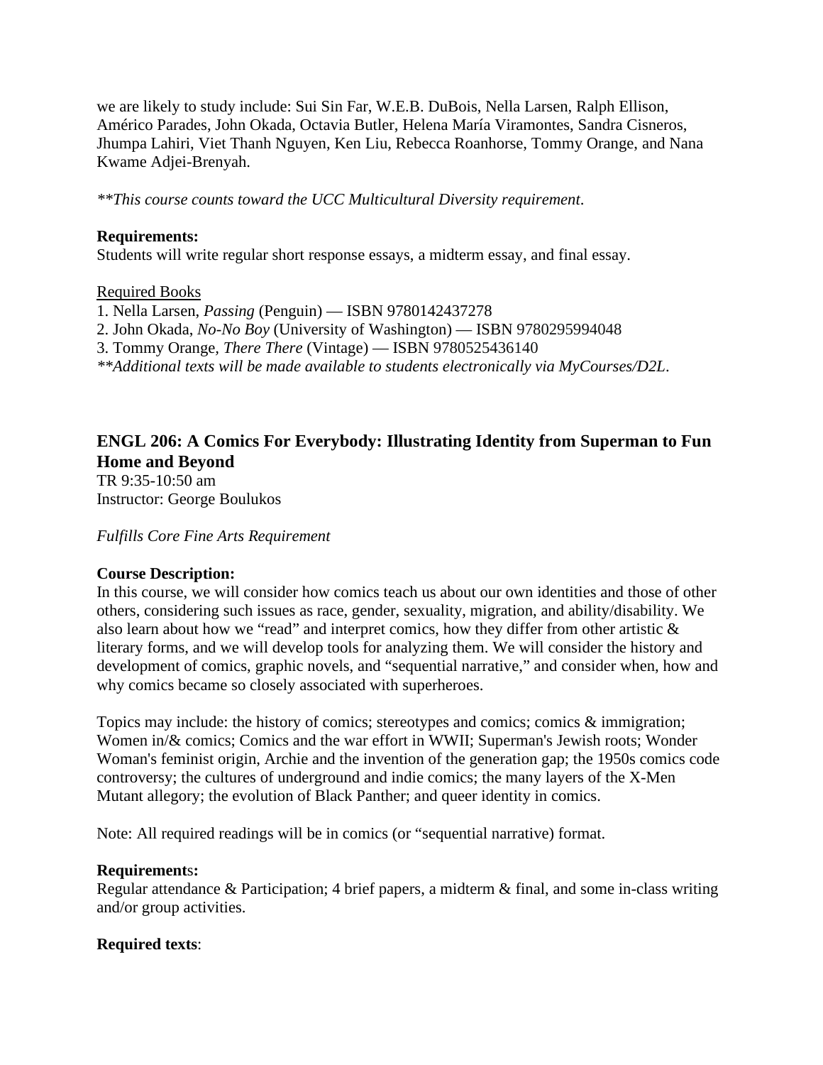we are likely to study include: Sui Sin Far, W.E.B. DuBois, Nella Larsen, Ralph Ellison, Américo Parades, John Okada, Octavia Butler, Helena María Viramontes, Sandra Cisneros, Jhumpa Lahiri, Viet Thanh Nguyen, Ken Liu, Rebecca Roanhorse, Tommy Orange, and Nana Kwame Adjei-Brenyah.

*\*\*This course counts toward the UCC Multicultural Diversity requirement.*

**Requirements:**
Students will write regular short response essays, a midterm essay, and final essay.

Required Books
1. Nella Larsen, *Passing* (Penguin) — ISBN 9780142437278
2. John Okada, *No-No Boy* (University of Washington) — ISBN 9780295994048
3. Tommy Orange, *There There* (Vintage) — ISBN 9780525436140
*\*\*Additional texts will be made available to students electronically via MyCourses/D2L.*

### ENGL 206: A Comics For Everybody: Illustrating Identity from Superman to Fun Home and Beyond

TR 9:35-10:50 am
Instructor: George Boulukos

*Fulfills Core Fine Arts Requirement*

**Course Description:**
In this course, we will consider how comics teach us about our own identities and those of other others, considering such issues as race, gender, sexuality, migration, and ability/disability. We also learn about how we "read" and interpret comics, how they differ from other artistic & literary forms, and we will develop tools for analyzing them. We will consider the history and development of comics, graphic novels, and "sequential narrative," and consider when, how and why comics became so closely associated with superheroes.

Topics may include: the history of comics; stereotypes and comics; comics & immigration; Women in/& comics; Comics and the war effort in WWII; Superman's Jewish roots; Wonder Woman's feminist origin, Archie and the invention of the generation gap; the 1950s comics code controversy; the cultures of underground and indie comics; the many layers of the X-Men Mutant allegory; the evolution of Black Panther; and queer identity in comics.

Note: All required readings will be in comics (or "sequential narrative) format.

**Requirements:**
Regular attendance & Participation; 4 brief papers, a midterm & final, and some in-class writing and/or group activities.

**Required texts**: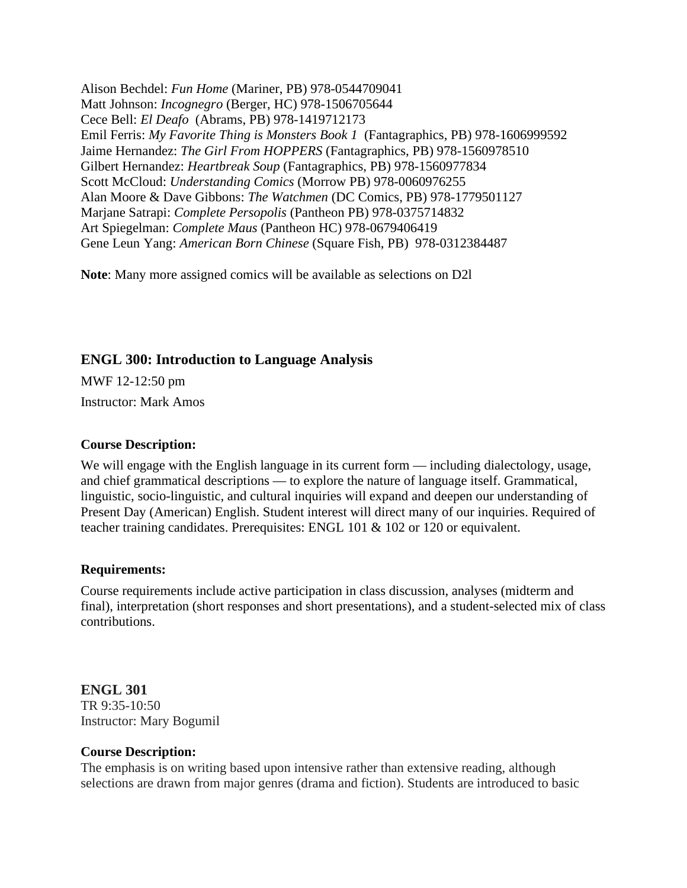Alison Bechdel: *Fun Home* (Mariner, PB) 978-0544709041
Matt Johnson: *Incognegro* (Berger, HC) 978-1506705644
Cece Bell: *El Deafo* (Abrams, PB) 978-1419712173
Emil Ferris: *My Favorite Thing is Monsters Book 1* (Fantagraphics, PB) 978-1606999592
Jaime Hernandez: *The Girl From HOPPERS* (Fantagraphics, PB) 978-1560978510
Gilbert Hernandez: *Heartbreak Soup* (Fantagraphics, PB) 978-1560977834
Scott McCloud: *Understanding Comics* (Morrow PB) 978-0060976255
Alan Moore & Dave Gibbons: *The Watchmen* (DC Comics, PB) 978-1779501127
Marjane Satrapi: *Complete Persopolis* (Pantheon PB) 978-0375714832
Art Spiegelman: *Complete Maus* (Pantheon HC) 978-0679406419
Gene Leun Yang: *American Born Chinese* (Square Fish, PB) 978-0312384487

**Note**: Many more assigned comics will be available as selections on D2l

### ENGL 300: Introduction to Language Analysis

MWF 12-12:50 pm

Instructor: Mark Amos

**Course Description:**

We will engage with the English language in its current form — including dialectology, usage, and chief grammatical descriptions — to explore the nature of language itself. Grammatical, linguistic, socio-linguistic, and cultural inquiries will expand and deepen our understanding of Present Day (American) English. Student interest will direct many of our inquiries. Required of teacher training candidates. Prerequisites: ENGL 101 & 102 or 120 or equivalent.

**Requirements:**

Course requirements include active participation in class discussion, analyses (midterm and final), interpretation (short responses and short presentations), and a student-selected mix of class contributions.

### ENGL 301

TR 9:35-10:50
Instructor: Mary Bogumil

**Course Description:**

The emphasis is on writing based upon intensive rather than extensive reading, although selections are drawn from major genres (drama and fiction). Students are introduced to basic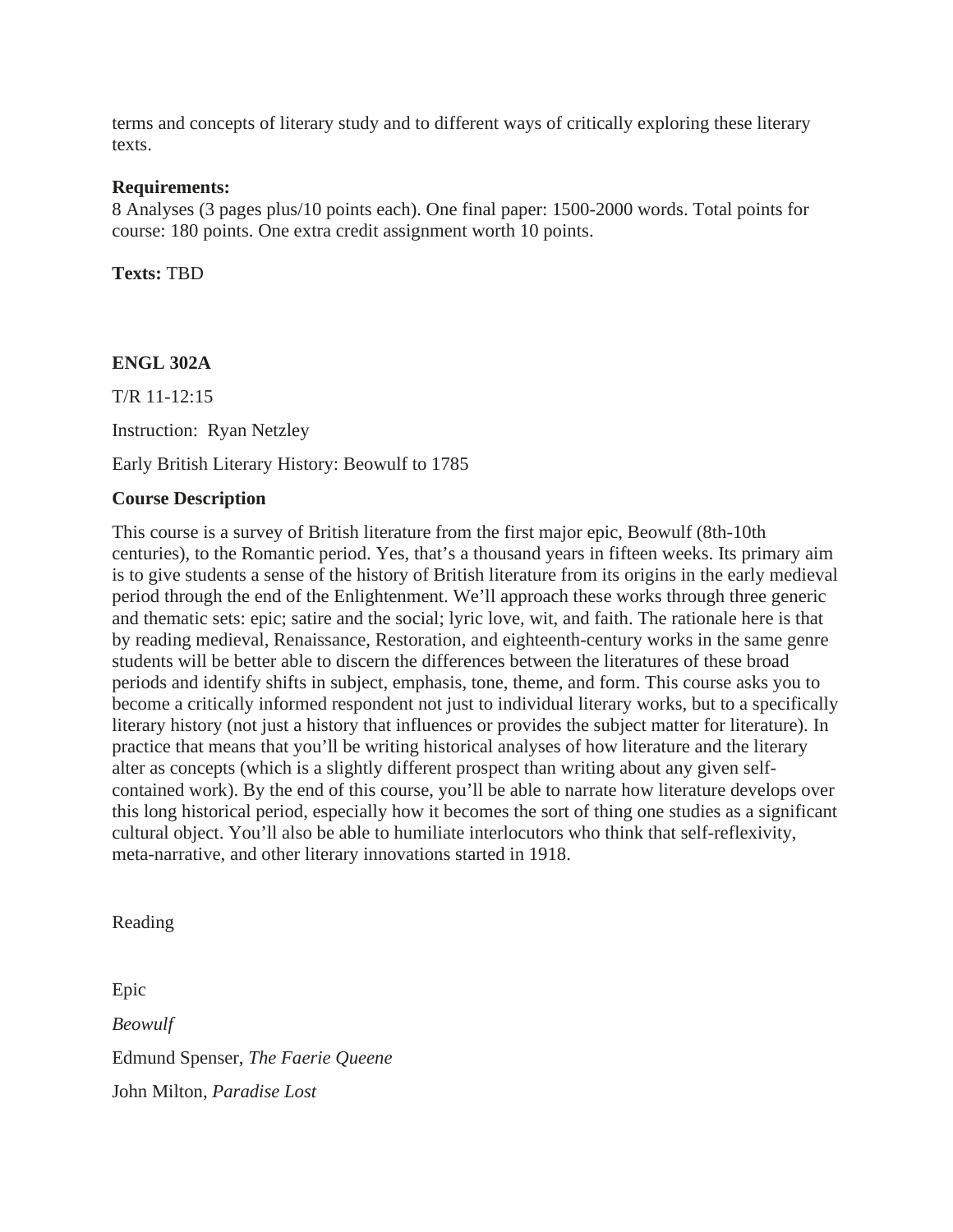terms and concepts of literary study and to different ways of critically exploring these literary texts.

**Requirements:**
8 Analyses (3 pages plus/10 points each). One final paper: 1500-2000 words. Total points for course: 180 points. One extra credit assignment worth 10 points.

**Texts:** TBD

**ENGL 302A**

T/R 11-12:15

Instruction: Ryan Netzley

Early British Literary History: Beowulf to 1785

**Course Description**

This course is a survey of British literature from the first major epic, Beowulf (8th-10th centuries), to the Romantic period. Yes, that's a thousand years in fifteen weeks. Its primary aim is to give students a sense of the history of British literature from its origins in the early medieval period through the end of the Enlightenment. We'll approach these works through three generic and thematic sets: epic; satire and the social; lyric love, wit, and faith. The rationale here is that by reading medieval, Renaissance, Restoration, and eighteenth-century works in the same genre students will be better able to discern the differences between the literatures of these broad periods and identify shifts in subject, emphasis, tone, theme, and form. This course asks you to become a critically informed respondent not just to individual literary works, but to a specifically literary history (not just a history that influences or provides the subject matter for literature). In practice that means that you'll be writing historical analyses of how literature and the literary alter as concepts (which is a slightly different prospect than writing about any given self-contained work). By the end of this course, you'll be able to narrate how literature develops over this long historical period, especially how it becomes the sort of thing one studies as a significant cultural object. You'll also be able to humiliate interlocutors who think that self-reflexivity, meta-narrative, and other literary innovations started in 1918.

Reading

Epic

*Beowulf*

Edmund Spenser, *The Faerie Queene*

John Milton, *Paradise Lost*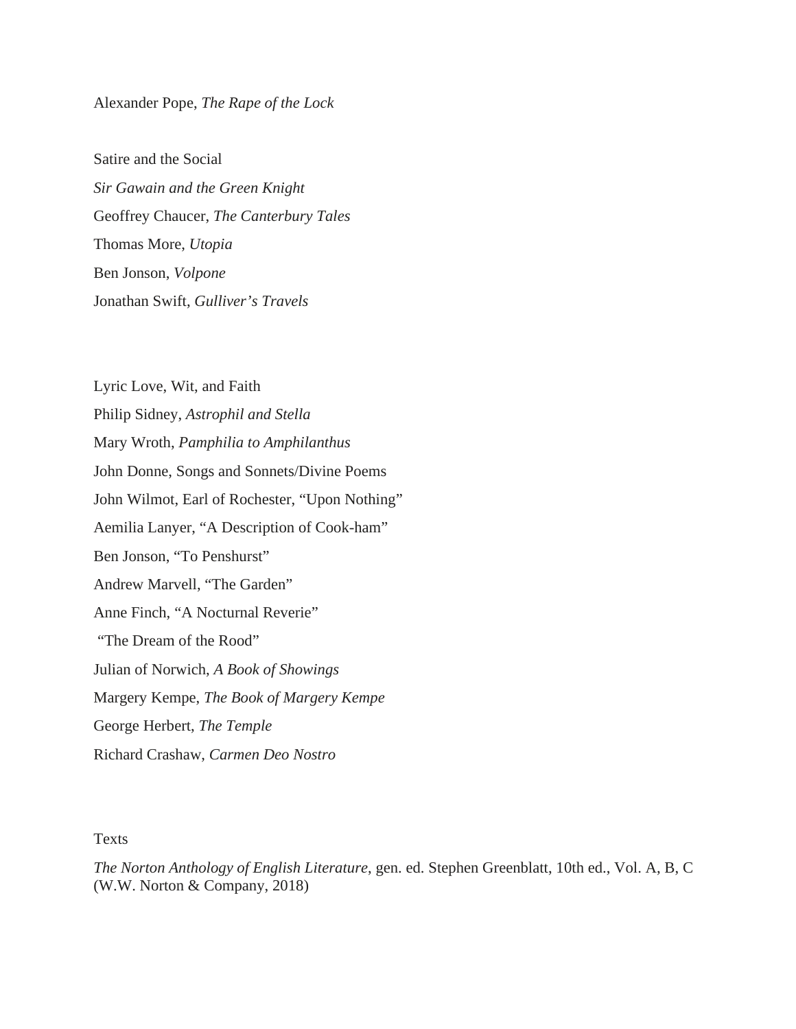Alexander Pope, *The Rape of the Lock*

Satire and the Social

*Sir Gawain and the Green Knight*

Geoffrey Chaucer, *The Canterbury Tales*

Thomas More, *Utopia*

Ben Jonson, *Volpone*

Jonathan Swift, *Gulliver's Travels*

Lyric Love, Wit, and Faith

Philip Sidney, *Astrophil and Stella*

Mary Wroth, *Pamphilia to Amphilanthus*

John Donne, Songs and Sonnets/Divine Poems

John Wilmot, Earl of Rochester, "Upon Nothing"

Aemilia Lanyer, "A Description of Cook-ham"

Ben Jonson, "To Penshurst"

Andrew Marvell, "The Garden"

Anne Finch, "A Nocturnal Reverie"

"The Dream of the Rood"

Julian of Norwich, *A Book of Showings*

Margery Kempe, *The Book of Margery Kempe*

George Herbert, *The Temple*

Richard Crashaw, *Carmen Deo Nostro*

Texts

*The Norton Anthology of English Literature*, gen. ed. Stephen Greenblatt, 10th ed., Vol. A, B, C (W.W. Norton & Company, 2018)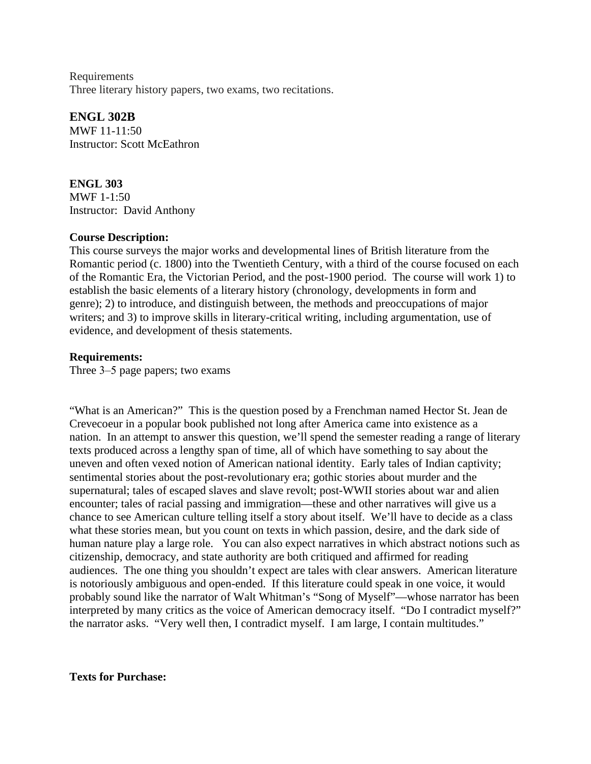Requirements
Three literary history papers, two exams, two recitations.

**ENGL 302B**
MWF 11-11:50
Instructor: Scott McEathron

**ENGL 303**
MWF 1-1:50
Instructor: David Anthony

**Course Description:**
This course surveys the major works and developmental lines of British literature from the Romantic period (c. 1800) into the Twentieth Century, with a third of the course focused on each of the Romantic Era, the Victorian Period, and the post-1900 period. The course will work 1) to establish the basic elements of a literary history (chronology, developments in form and genre); 2) to introduce, and distinguish between, the methods and preoccupations of major writers; and 3) to improve skills in literary-critical writing, including argumentation, use of evidence, and development of thesis statements.

**Requirements:**
Three 3–5 page papers; two exams

"What is an American?" This is the question posed by a Frenchman named Hector St. Jean de Crevecoeur in a popular book published not long after America came into existence as a nation. In an attempt to answer this question, we'll spend the semester reading a range of literary texts produced across a lengthy span of time, all of which have something to say about the uneven and often vexed notion of American national identity. Early tales of Indian captivity; sentimental stories about the post-revolutionary era; gothic stories about murder and the supernatural; tales of escaped slaves and slave revolt; post-WWII stories about war and alien encounter; tales of racial passing and immigration—these and other narratives will give us a chance to see American culture telling itself a story about itself. We'll have to decide as a class what these stories mean, but you count on texts in which passion, desire, and the dark side of human nature play a large role. You can also expect narratives in which abstract notions such as citizenship, democracy, and state authority are both critiqued and affirmed for reading audiences. The one thing you shouldn't expect are tales with clear answers. American literature is notoriously ambiguous and open-ended. If this literature could speak in one voice, it would probably sound like the narrator of Walt Whitman's "Song of Myself"—whose narrator has been interpreted by many critics as the voice of American democracy itself. "Do I contradict myself?" the narrator asks. "Very well then, I contradict myself. I am large, I contain multitudes."

**Texts for Purchase:**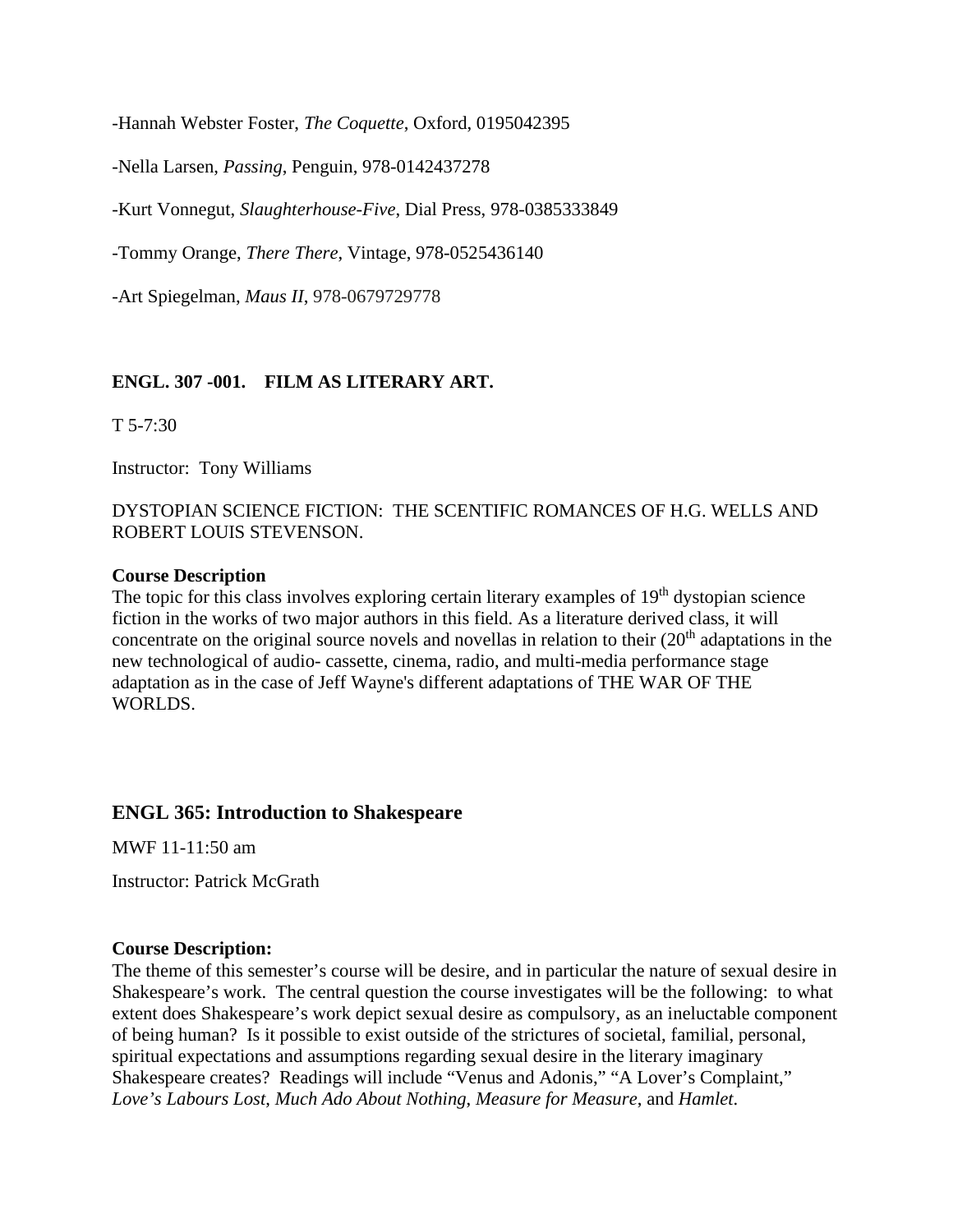-Hannah Webster Foster, *The Coquette*, Oxford, 0195042395

-Nella Larsen, *Passing*, Penguin, 978-0142437278

-Kurt Vonnegut, *Slaughterhouse-Five*, Dial Press, 978-0385333849

-Tommy Orange, *There There*, Vintage, 978-0525436140

-Art Spiegelman, *Maus II*, 978-0679729778

**ENGL. 307 -001. FILM AS LITERARY ART.**

T 5-7:30

Instructor: Tony Williams

DYSTOPIAN SCIENCE FICTION: THE SCENTIFIC ROMANCES OF H.G. WELLS AND ROBERT LOUIS STEVENSON.

**Course Description**

The topic for this class involves exploring certain literary examples of 19th dystopian science fiction in the works of two major authors in this field. As a literature derived class, it will concentrate on the original source novels and novellas in relation to their (20th adaptations in the new technological of audio- cassette, cinema, radio, and multi-media performance stage adaptation as in the case of Jeff Wayne's different adaptations of THE WAR OF THE WORLDS.

### ENGL 365: Introduction to Shakespeare

MWF 11-11:50 am

Instructor: Patrick McGrath

**Course Description:**

The theme of this semester's course will be desire, and in particular the nature of sexual desire in Shakespeare's work. The central question the course investigates will be the following: to what extent does Shakespeare's work depict sexual desire as compulsory, as an ineluctable component of being human? Is it possible to exist outside of the strictures of societal, familial, personal, spiritual expectations and assumptions regarding sexual desire in the literary imaginary Shakespeare creates? Readings will include "Venus and Adonis," "A Lover's Complaint," *Love's Labours Lost*, *Much Ado About Nothing*, *Measure for Measure*, and *Hamlet*.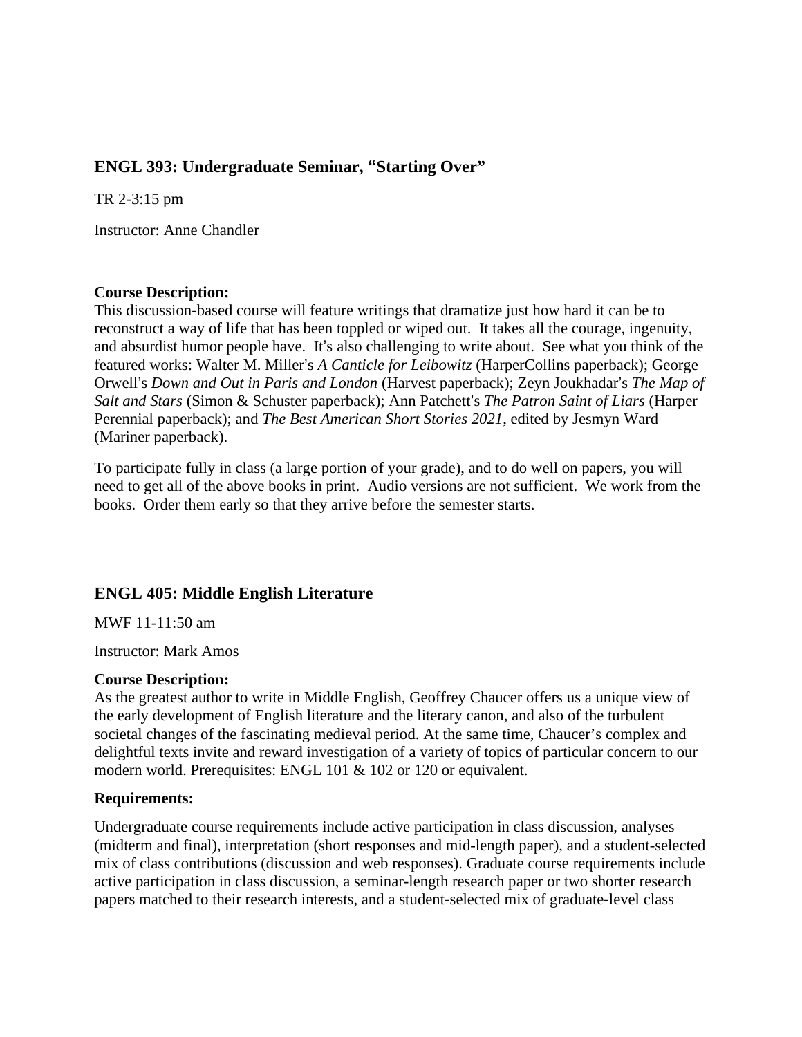## ENGL 393: Undergraduate Seminar, "Starting Over"

TR 2-3:15 pm

Instructor: Anne Chandler

**Course Description:**
This discussion-based course will feature writings that dramatize just how hard it can be to reconstruct a way of life that has been toppled or wiped out. It takes all the courage, ingenuity, and absurdist humor people have. It's also challenging to write about. See what you think of the featured works: Walter M. Miller's *A Canticle for Leibowitz* (HarperCollins paperback); George Orwell's *Down and Out in Paris and London* (Harvest paperback); Zeyn Joukhadar's *The Map of Salt and Stars* (Simon & Schuster paperback); Ann Patchett's *The Patron Saint of Liars* (Harper Perennial paperback); and *The Best American Short Stories 2021*, edited by Jesmyn Ward (Mariner paperback).

To participate fully in class (a large portion of your grade), and to do well on papers, you will need to get all of the above books in print. Audio versions are not sufficient. We work from the books. Order them early so that they arrive before the semester starts.

## ENGL 405: Middle English Literature

MWF 11-11:50 am

Instructor: Mark Amos

**Course Description:**
As the greatest author to write in Middle English, Geoffrey Chaucer offers us a unique view of the early development of English literature and the literary canon, and also of the turbulent societal changes of the fascinating medieval period. At the same time, Chaucer's complex and delightful texts invite and reward investigation of a variety of topics of particular concern to our modern world. Prerequisites: ENGL 101 & 102 or 120 or equivalent.

**Requirements:**

Undergraduate course requirements include active participation in class discussion, analyses (midterm and final), interpretation (short responses and mid-length paper), and a student-selected mix of class contributions (discussion and web responses). Graduate course requirements include active participation in class discussion, a seminar-length research paper or two shorter research papers matched to their research interests, and a student-selected mix of graduate-level class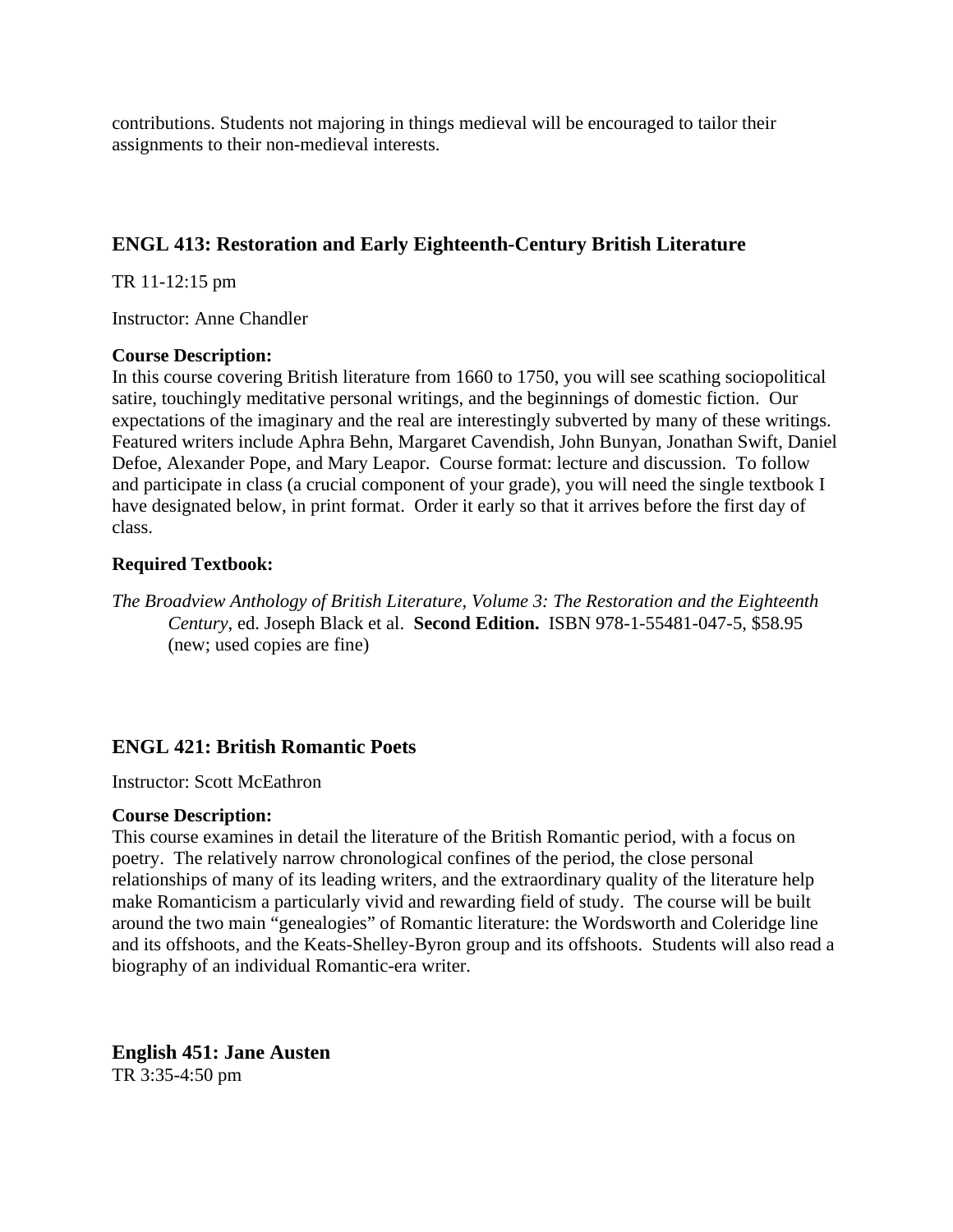contributions. Students not majoring in things medieval will be encouraged to tailor their assignments to their non-medieval interests.

### ENGL 413: Restoration and Early Eighteenth-Century British Literature

TR 11-12:15 pm

Instructor: Anne Chandler

**Course Description:**
In this course covering British literature from 1660 to 1750, you will see scathing sociopolitical satire, touchingly meditative personal writings, and the beginnings of domestic fiction. Our expectations of the imaginary and the real are interestingly subverted by many of these writings. Featured writers include Aphra Behn, Margaret Cavendish, John Bunyan, Jonathan Swift, Daniel Defoe, Alexander Pope, and Mary Leapor. Course format: lecture and discussion. To follow and participate in class (a crucial component of your grade), you will need the single textbook I have designated below, in print format. Order it early so that it arrives before the first day of class.

**Required Textbook:**

*The Broadview Anthology of British Literature, Volume 3: The Restoration and the Eighteenth Century*, ed. Joseph Black et al. **Second Edition.** ISBN 978-1-55481-047-5, $58.95 (new; used copies are fine)

### ENGL 421: British Romantic Poets

Instructor: Scott McEathron

**Course Description:**
This course examines in detail the literature of the British Romantic period, with a focus on poetry. The relatively narrow chronological confines of the period, the close personal relationships of many of its leading writers, and the extraordinary quality of the literature help make Romanticism a particularly vivid and rewarding field of study. The course will be built around the two main "genealogies" of Romantic literature: the Wordsworth and Coleridge line and its offshoots, and the Keats-Shelley-Byron group and its offshoots. Students will also read a biography of an individual Romantic-era writer.

### English 451: Jane Austen

TR 3:35-4:50 pm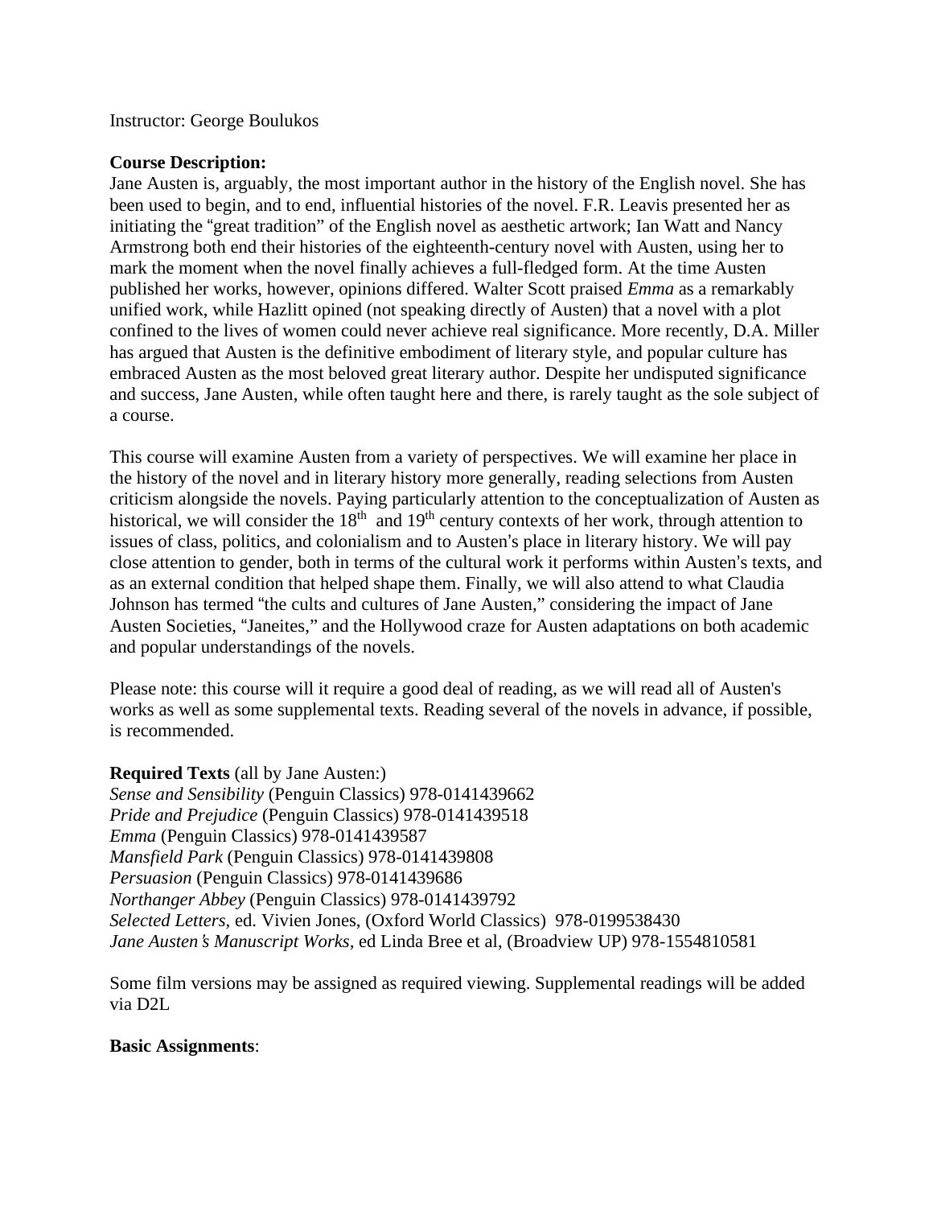Instructor: George Boulukos

**Course Description:**
Jane Austen is, arguably, the most important author in the history of the English novel. She has been used to begin, and to end, influential histories of the novel. F.R. Leavis presented her as initiating the "great tradition" of the English novel as aesthetic artwork; Ian Watt and Nancy Armstrong both end their histories of the eighteenth-century novel with Austen, using her to mark the moment when the novel finally achieves a full-fledged form. At the time Austen published her works, however, opinions differed. Walter Scott praised *Emma* as a remarkably unified work, while Hazlitt opined (not speaking directly of Austen) that a novel with a plot confined to the lives of women could never achieve real significance. More recently, D.A. Miller has argued that Austen is the definitive embodiment of literary style, and popular culture has embraced Austen as the most beloved great literary author. Despite her undisputed significance and success, Jane Austen, while often taught here and there, is rarely taught as the sole subject of a course.

This course will examine Austen from a variety of perspectives. We will examine her place in the history of the novel and in literary history more generally, reading selections from Austen criticism alongside the novels. Paying particularly attention to the conceptualization of Austen as historical, we will consider the 18th and 19th century contexts of her work, through attention to issues of class, politics, and colonialism and to Austen's place in literary history. We will pay close attention to gender, both in terms of the cultural work it performs within Austen's texts, and as an external condition that helped shape them. Finally, we will also attend to what Claudia Johnson has termed "the cults and cultures of Jane Austen," considering the impact of Jane Austen Societies, "Janeites," and the Hollywood craze for Austen adaptations on both academic and popular understandings of the novels.

Please note: this course will it require a good deal of reading, as we will read all of Austen's works as well as some supplemental texts. Reading several of the novels in advance, if possible, is recommended.

**Required Texts** (all by Jane Austen:)
*Sense and Sensibility* (Penguin Classics) 978-0141439662
*Pride and Prejudice* (Penguin Classics) 978-0141439518
*Emma* (Penguin Classics) 978-0141439587
*Mansfield Park* (Penguin Classics) 978-0141439808
*Persuasion* (Penguin Classics) 978-0141439686
*Northanger Abbey* (Penguin Classics) 978-0141439792
*Selected Letters,* ed. Vivien Jones, (Oxford World Classics) 978-0199538430
*Jane Austen's Manuscript Works,* ed Linda Bree et al, (Broadview UP) 978-1554810581

Some film versions may be assigned as required viewing. Supplemental readings will be added via D2L

**Basic Assignments**: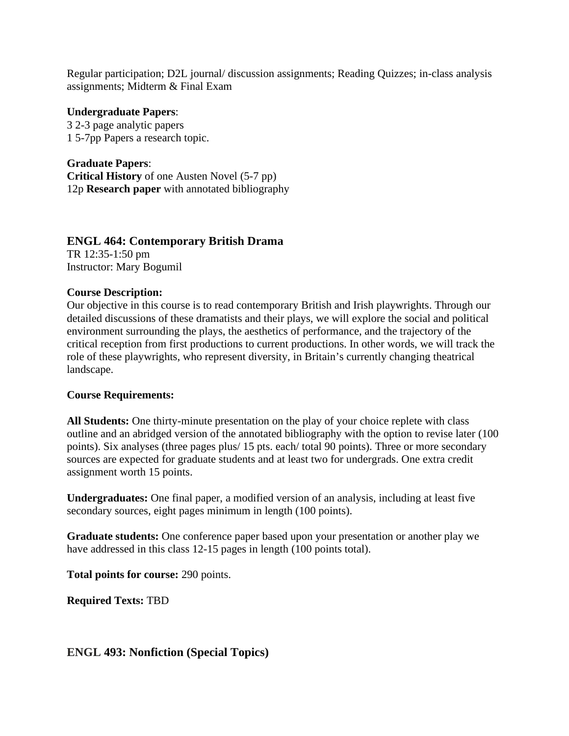Regular participation; D2L journal/ discussion assignments; Reading Quizzes; in-class analysis assignments; Midterm & Final Exam

**Undergraduate Papers**:
3 2-3 page analytic papers
1 5-7pp Papers a research topic.

**Graduate Papers**:
**Critical History** of one Austen Novel (5-7 pp)
12p **Research paper** with annotated bibliography

### ENGL 464: Contemporary British Drama

TR 12:35-1:50 pm
Instructor: Mary Bogumil

**Course Description:**
Our objective in this course is to read contemporary British and Irish playwrights. Through our detailed discussions of these dramatists and their plays, we will explore the social and political environment surrounding the plays, the aesthetics of performance, and the trajectory of the critical reception from first productions to current productions. In other words, we will track the role of these playwrights, who represent diversity, in Britain's currently changing theatrical landscape.

**Course Requirements:**

**All Students:** One thirty-minute presentation on the play of your choice replete with class outline and an abridged version of the annotated bibliography with the option to revise later (100 points). Six analyses (three pages plus/ 15 pts. each/ total 90 points). Three or more secondary sources are expected for graduate students and at least two for undergrads. One extra credit assignment worth 15 points.

**Undergraduates:** One final paper, a modified version of an analysis, including at least five secondary sources, eight pages minimum in length (100 points).

**Graduate students:** One conference paper based upon your presentation or another play we have addressed in this class 12-15 pages in length (100 points total).

**Total points for course:** 290 points.

**Required Texts:** TBD

### ENGL 493: Nonfiction (Special Topics)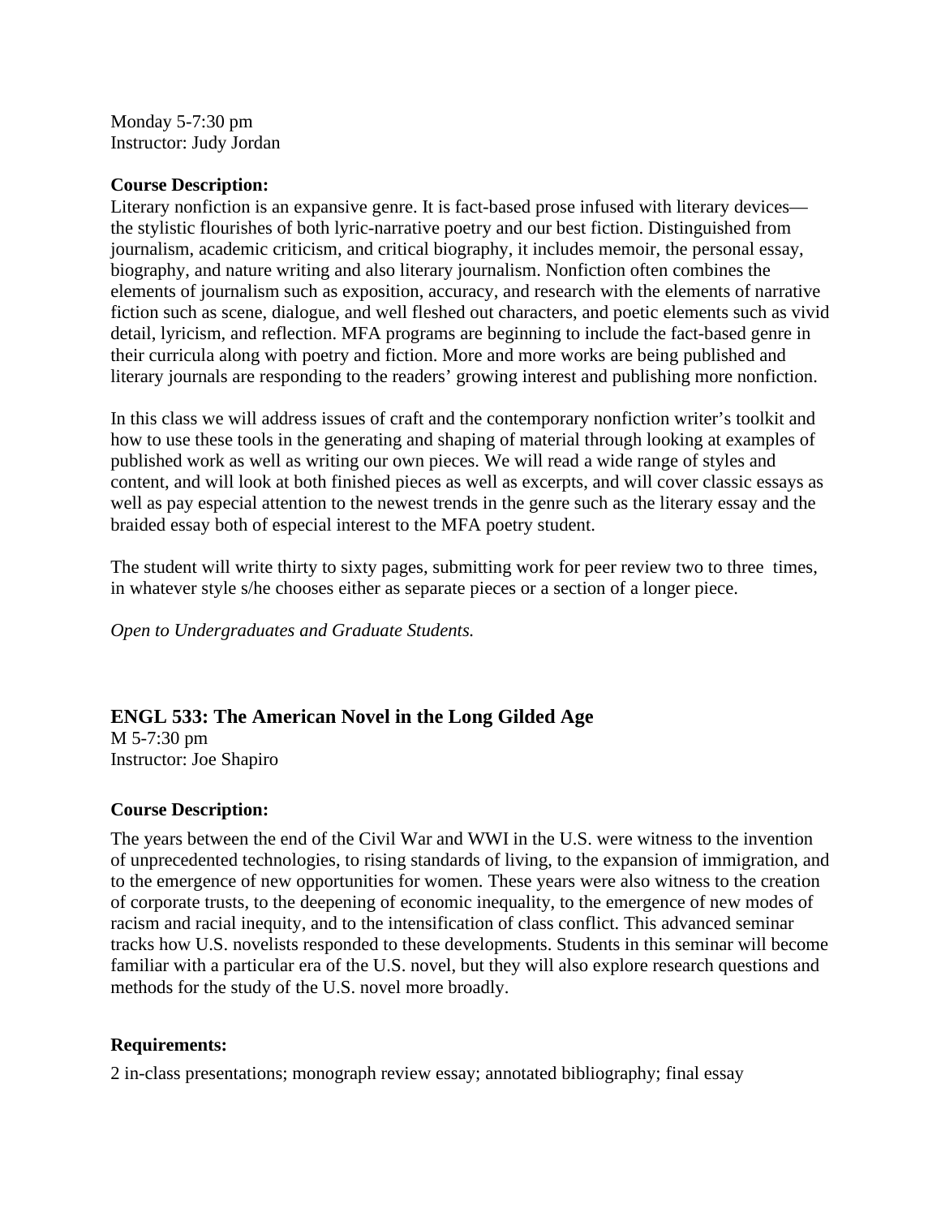Monday 5-7:30 pm
Instructor: Judy Jordan

**Course Description:**
Literary nonfiction is an expansive genre. It is fact-based prose infused with literary devices—the stylistic flourishes of both lyric-narrative poetry and our best fiction. Distinguished from journalism, academic criticism, and critical biography, it includes memoir, the personal essay, biography, and nature writing and also literary journalism. Nonfiction often combines the elements of journalism such as exposition, accuracy, and research with the elements of narrative fiction such as scene, dialogue, and well fleshed out characters, and poetic elements such as vivid detail, lyricism, and reflection. MFA programs are beginning to include the fact-based genre in their curricula along with poetry and fiction. More and more works are being published and literary journals are responding to the readers' growing interest and publishing more nonfiction.

In this class we will address issues of craft and the contemporary nonfiction writer's toolkit and how to use these tools in the generating and shaping of material through looking at examples of published work as well as writing our own pieces. We will read a wide range of styles and content, and will look at both finished pieces as well as excerpts, and will cover classic essays as well as pay especial attention to the newest trends in the genre such as the literary essay and the braided essay both of especial interest to the MFA poetry student.

The student will write thirty to sixty pages, submitting work for peer review two to three times, in whatever style s/he chooses either as separate pieces or a section of a longer piece.

*Open to Undergraduates and Graduate Students.*

### ENGL 533: The American Novel in the Long Gilded Age

M 5-7:30 pm
Instructor: Joe Shapiro

**Course Description:**

The years between the end of the Civil War and WWI in the U.S. were witness to the invention of unprecedented technologies, to rising standards of living, to the expansion of immigration, and to the emergence of new opportunities for women. These years were also witness to the creation of corporate trusts, to the deepening of economic inequality, to the emergence of new modes of racism and racial inequity, and to the intensification of class conflict. This advanced seminar tracks how U.S. novelists responded to these developments. Students in this seminar will become familiar with a particular era of the U.S. novel, but they will also explore research questions and methods for the study of the U.S. novel more broadly.

**Requirements:**

2 in-class presentations; monograph review essay; annotated bibliography; final essay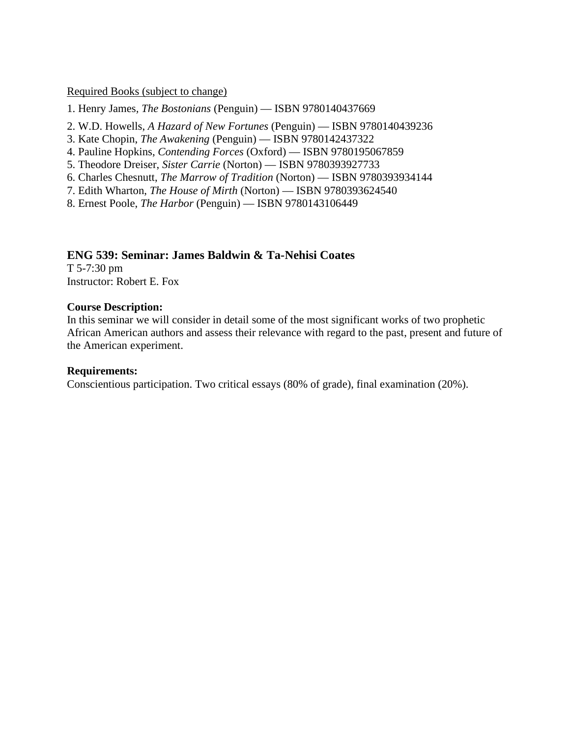Required Books (subject to change)

1. Henry James, *The Bostonians* (Penguin) — ISBN 9780140437669
2. W.D. Howells, *A Hazard of New Fortunes* (Penguin) — ISBN 9780140439236
3. Kate Chopin, *The Awakening* (Penguin) — ISBN 9780142437322
4. Pauline Hopkins, *Contending Forces* (Oxford) — ISBN 9780195067859
5. Theodore Dreiser, *Sister Carrie* (Norton) — ISBN 9780393927733
6. Charles Chesnutt, *The Marrow of Tradition* (Norton) — ISBN 9780393934144
7. Edith Wharton, *The House of Mirth* (Norton) — ISBN 9780393624540
8. Ernest Poole, *The Harbor* (Penguin) — ISBN 9780143106449

### ENG 539: Seminar: James Baldwin & Ta-Nehisi Coates

T 5-7:30 pm
Instructor: Robert E. Fox

**Course Description:**
In this seminar we will consider in detail some of the most significant works of two prophetic African American authors and assess their relevance with regard to the past, present and future of the American experiment.

**Requirements:**
Conscientious participation. Two critical essays (80% of grade), final examination (20%).